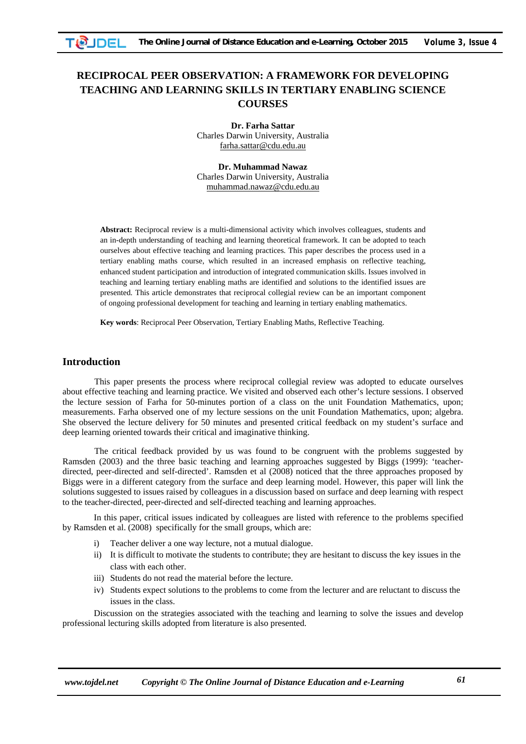# RECIPROCAL PEER OBSERVATION: A FRAMEWORK FOR DEVELOPING TEACHING AND LEARNING SKILLS IN TERTIARY ENABLING SCIENCE COURSES

**Dr. Farha Sattar**
Charles Darwin University, Australia
farha.sattar@cdu.edu.au

**Dr. Muhammad Nawaz**
Charles Darwin University, Australia
muhammad.nawaz@cdu.edu.au

**Abstract:** Reciprocal review is a multi-dimensional activity which involves colleagues, students and an in-depth understanding of teaching and learning theoretical framework. It can be adopted to teach ourselves about effective teaching and learning practices. This paper describes the process used in a tertiary enabling maths course, which resulted in an increased emphasis on reflective teaching, enhanced student participation and introduction of integrated communication skills. Issues involved in teaching and learning tertiary enabling maths are identified and solutions to the identified issues are presented. This article demonstrates that reciprocal collegial review can be an important component of ongoing professional development for teaching and learning in tertiary enabling mathematics.

**Key words**: Reciprocal Peer Observation, Tertiary Enabling Maths, Reflective Teaching.

## Introduction

This paper presents the process where reciprocal collegial review was adopted to educate ourselves about effective teaching and learning practice. We visited and observed each other's lecture sessions. I observed the lecture session of Farha for 50-minutes portion of a class on the unit Foundation Mathematics, upon; measurements. Farha observed one of my lecture sessions on the unit Foundation Mathematics, upon; algebra. She observed the lecture delivery for 50 minutes and presented critical feedback on my student's surface and deep learning oriented towards their critical and imaginative thinking.

The critical feedback provided by us was found to be congruent with the problems suggested by Ramsden (2003) and the three basic teaching and learning approaches suggested by Biggs (1999): 'teacher-directed, peer-directed and self-directed'. Ramsden et al (2008) noticed that the three approaches proposed by Biggs were in a different category from the surface and deep learning model. However, this paper will link the solutions suggested to issues raised by colleagues in a discussion based on surface and deep learning with respect to the teacher-directed, peer-directed and self-directed teaching and learning approaches.

In this paper, critical issues indicated by colleagues are listed with reference to the problems specified by Ramsden et al. (2008) specifically for the small groups, which are:

i) Teacher deliver a one way lecture, not a mutual dialogue.
ii) It is difficult to motivate the students to contribute; they are hesitant to discuss the key issues in the class with each other.
iii) Students do not read the material before the lecture.
iv) Students expect solutions to the problems to come from the lecturer and are reluctant to discuss the issues in the class.

Discussion on the strategies associated with the teaching and learning to solve the issues and develop professional lecturing skills adopted from literature is also presented.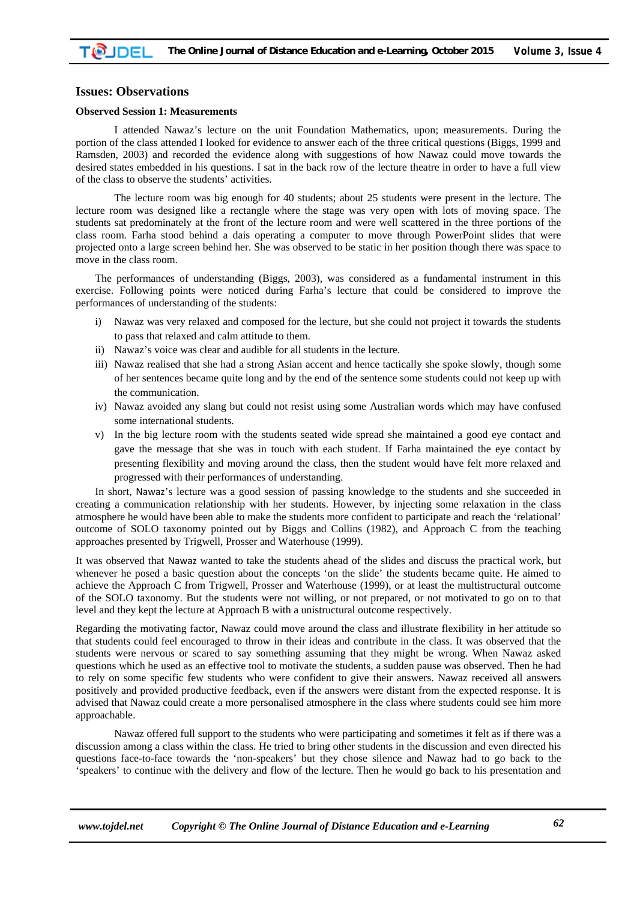## Issues: Observations

### Observed Session 1: Measurements

I attended Nawaz's lecture on the unit Foundation Mathematics, upon; measurements. During the portion of the class attended I looked for evidence to answer each of the three critical questions (Biggs, 1999 and Ramsden, 2003) and recorded the evidence along with suggestions of how Nawaz could move towards the desired states embedded in his questions. I sat in the back row of the lecture theatre in order to have a full view of the class to observe the students' activities.

The lecture room was big enough for 40 students; about 25 students were present in the lecture. The lecture room was designed like a rectangle where the stage was very open with lots of moving space. The students sat predominately at the front of the lecture room and were well scattered in the three portions of the class room. Farha stood behind a dais operating a computer to move through PowerPoint slides that were projected onto a large screen behind her. She was observed to be static in her position though there was space to move in the class room.

The performances of understanding (Biggs, 2003), was considered as a fundamental instrument in this exercise. Following points were noticed during Farha's lecture that could be considered to improve the performances of understanding of the students:

i) Nawaz was very relaxed and composed for the lecture, but she could not project it towards the students to pass that relaxed and calm attitude to them.
ii) Nawaz's voice was clear and audible for all students in the lecture.
iii) Nawaz realised that she had a strong Asian accent and hence tactically she spoke slowly, though some of her sentences became quite long and by the end of the sentence some students could not keep up with the communication.
iv) Nawaz avoided any slang but could not resist using some Australian words which may have confused some international students.
v) In the big lecture room with the students seated wide spread she maintained a good eye contact and gave the message that she was in touch with each student. If Farha maintained the eye contact by presenting flexibility and moving around the class, then the student would have felt more relaxed and progressed with their performances of understanding.

In short, Nawaz's lecture was a good session of passing knowledge to the students and she succeeded in creating a communication relationship with her students. However, by injecting some relaxation in the class atmosphere he would have been able to make the students more confident to participate and reach the 'relational' outcome of SOLO taxonomy pointed out by Biggs and Collins (1982), and Approach C from the teaching approaches presented by Trigwell, Prosser and Waterhouse (1999).

It was observed that Nawaz wanted to take the students ahead of the slides and discuss the practical work, but whenever he posed a basic question about the concepts 'on the slide' the students became quite. He aimed to achieve the Approach C from Trigwell, Prosser and Waterhouse (1999), or at least the multistructural outcome of the SOLO taxonomy. But the students were not willing, or not prepared, or not motivated to go on to that level and they kept the lecture at Approach B with a unistructural outcome respectively.

Regarding the motivating factor, Nawaz could move around the class and illustrate flexibility in her attitude so that students could feel encouraged to throw in their ideas and contribute in the class. It was observed that the students were nervous or scared to say something assuming that they might be wrong. When Nawaz asked questions which he used as an effective tool to motivate the students, a sudden pause was observed. Then he had to rely on some specific few students who were confident to give their answers. Nawaz received all answers positively and provided productive feedback, even if the answers were distant from the expected response. It is advised that Nawaz could create a more personalised atmosphere in the class where students could see him more approachable.

Nawaz offered full support to the students who were participating and sometimes it felt as if there was a discussion among a class within the class. He tried to bring other students in the discussion and even directed his questions face-to-face towards the 'non-speakers' but they chose silence and Nawaz had to go back to the 'speakers' to continue with the delivery and flow of the lecture. Then he would go back to his presentation and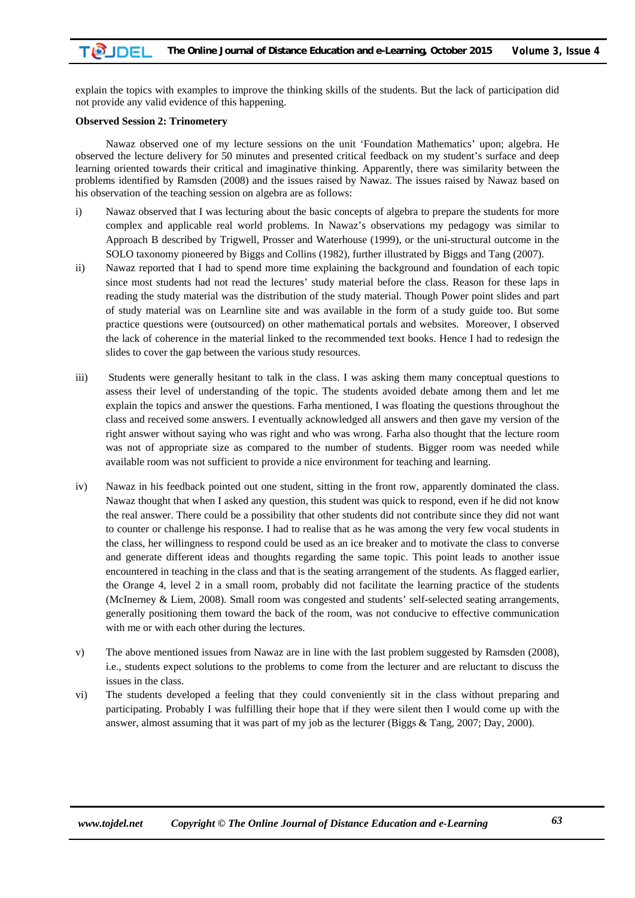explain the topics with examples to improve the thinking skills of the students. But the lack of participation did not provide any valid evidence of this happening.

**Observed Session 2: Trinometery**

Nawaz observed one of my lecture sessions on the unit 'Foundation Mathematics' upon; algebra. He observed the lecture delivery for 50 minutes and presented critical feedback on my student's surface and deep learning oriented towards their critical and imaginative thinking. Apparently, there was similarity between the problems identified by Ramsden (2008) and the issues raised by Nawaz. The issues raised by Nawaz based on his observation of the teaching session on algebra are as follows:

i) Nawaz observed that I was lecturing about the basic concepts of algebra to prepare the students for more complex and applicable real world problems. In Nawaz's observations my pedagogy was similar to Approach B described by Trigwell, Prosser and Waterhouse (1999), or the uni-structural outcome in the SOLO taxonomy pioneered by Biggs and Collins (1982), further illustrated by Biggs and Tang (2007).

ii) Nawaz reported that I had to spend more time explaining the background and foundation of each topic since most students had not read the lectures' study material before the class. Reason for these laps in reading the study material was the distribution of the study material. Though Power point slides and part of study material was on Learnline site and was available in the form of a study guide too. But some practice questions were (outsourced) on other mathematical portals and websites. Moreover, I observed the lack of coherence in the material linked to the recommended text books. Hence I had to redesign the slides to cover the gap between the various study resources.

iii) Students were generally hesitant to talk in the class. I was asking them many conceptual questions to assess their level of understanding of the topic. The students avoided debate among them and let me explain the topics and answer the questions. Farha mentioned, I was floating the questions throughout the class and received some answers. I eventually acknowledged all answers and then gave my version of the right answer without saying who was right and who was wrong. Farha also thought that the lecture room was not of appropriate size as compared to the number of students. Bigger room was needed while available room was not sufficient to provide a nice environment for teaching and learning.

iv) Nawaz in his feedback pointed out one student, sitting in the front row, apparently dominated the class. Nawaz thought that when I asked any question, this student was quick to respond, even if he did not know the real answer. There could be a possibility that other students did not contribute since they did not want to counter or challenge his response. I had to realise that as he was among the very few vocal students in the class, her willingness to respond could be used as an ice breaker and to motivate the class to converse and generate different ideas and thoughts regarding the same topic. This point leads to another issue encountered in teaching in the class and that is the seating arrangement of the students. As flagged earlier, the Orange 4, level 2 in a small room, probably did not facilitate the learning practice of the students (McInerney & Liem, 2008). Small room was congested and students' self-selected seating arrangements, generally positioning them toward the back of the room, was not conducive to effective communication with me or with each other during the lectures.

v) The above mentioned issues from Nawaz are in line with the last problem suggested by Ramsden (2008), i.e., students expect solutions to the problems to come from the lecturer and are reluctant to discuss the issues in the class.

vi) The students developed a feeling that they could conveniently sit in the class without preparing and participating. Probably I was fulfilling their hope that if they were silent then I would come up with the answer, almost assuming that it was part of my job as the lecturer (Biggs & Tang, 2007; Day, 2000).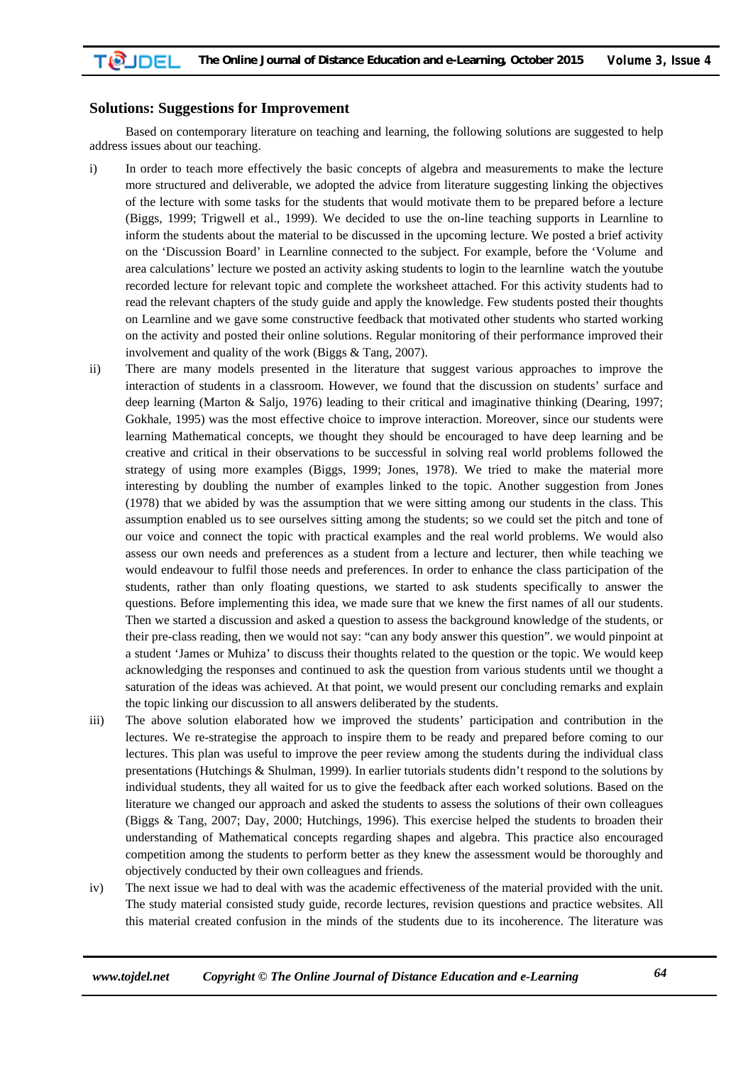## Solutions: Suggestions for Improvement

Based on contemporary literature on teaching and learning, the following solutions are suggested to help address issues about our teaching.

i) In order to teach more effectively the basic concepts of algebra and measurements to make the lecture more structured and deliverable, we adopted the advice from literature suggesting linking the objectives of the lecture with some tasks for the students that would motivate them to be prepared before a lecture (Biggs, 1999; Trigwell et al., 1999). We decided to use the on-line teaching supports in Learnline to inform the students about the material to be discussed in the upcoming lecture. We posted a brief activity on the 'Discussion Board' in Learnline connected to the subject. For example, before the 'Volume and area calculations' lecture we posted an activity asking students to login to the learnline watch the youtube recorded lecture for relevant topic and complete the worksheet attached. For this activity students had to read the relevant chapters of the study guide and apply the knowledge. Few students posted their thoughts on Learnline and we gave some constructive feedback that motivated other students who started working on the activity and posted their online solutions. Regular monitoring of their performance improved their involvement and quality of the work (Biggs & Tang, 2007).

ii) There are many models presented in the literature that suggest various approaches to improve the interaction of students in a classroom. However, we found that the discussion on students' surface and deep learning (Marton & Saljo, 1976) leading to their critical and imaginative thinking (Dearing, 1997; Gokhale, 1995) was the most effective choice to improve interaction. Moreover, since our students were learning Mathematical concepts, we thought they should be encouraged to have deep learning and be creative and critical in their observations to be successful in solving reaI world problems followed the strategy of using more examples (Biggs, 1999; Jones, 1978). We tried to make the material more interesting by doubling the number of examples linked to the topic. Another suggestion from Jones (1978) that we abided by was the assumption that we were sitting among our students in the class. This assumption enabled us to see ourselves sitting among the students; so we could set the pitch and tone of our voice and connect the topic with practical examples and the real world problems. We would also assess our own needs and preferences as a student from a lecture and lecturer, then while teaching we would endeavour to fulfil those needs and preferences. In order to enhance the class participation of the students, rather than only floating questions, we started to ask students specifically to answer the questions. Before implementing this idea, we made sure that we knew the first names of all our students. Then we started a discussion and asked a question to assess the background knowledge of the students, or their pre-class reading, then we would not say: "can any body answer this question". we would pinpoint at a student 'James or Muhiza' to discuss their thoughts related to the question or the topic. We would keep acknowledging the responses and continued to ask the question from various students until we thought a saturation of the ideas was achieved. At that point, we would present our concluding remarks and explain the topic linking our discussion to all answers deliberated by the students.

iii) The above solution elaborated how we improved the students' participation and contribution in the lectures. We re-strategise the approach to inspire them to be ready and prepared before coming to our lectures. This plan was useful to improve the peer review among the students during the individual class presentations (Hutchings & Shulman, 1999). In earlier tutorials students didn't respond to the solutions by individual students, they all waited for us to give the feedback after each worked solutions. Based on the literature we changed our approach and asked the students to assess the solutions of their own colleagues (Biggs & Tang, 2007; Day, 2000; Hutchings, 1996). This exercise helped the students to broaden their understanding of Mathematical concepts regarding shapes and algebra. This practice also encouraged competition among the students to perform better as they knew the assessment would be thoroughly and objectively conducted by their own colleagues and friends.

iv) The next issue we had to deal with was the academic effectiveness of the material provided with the unit. The study material consisted study guide, recorde lectures, revision questions and practice websites. All this material created confusion in the minds of the students due to its incoherence. The literature was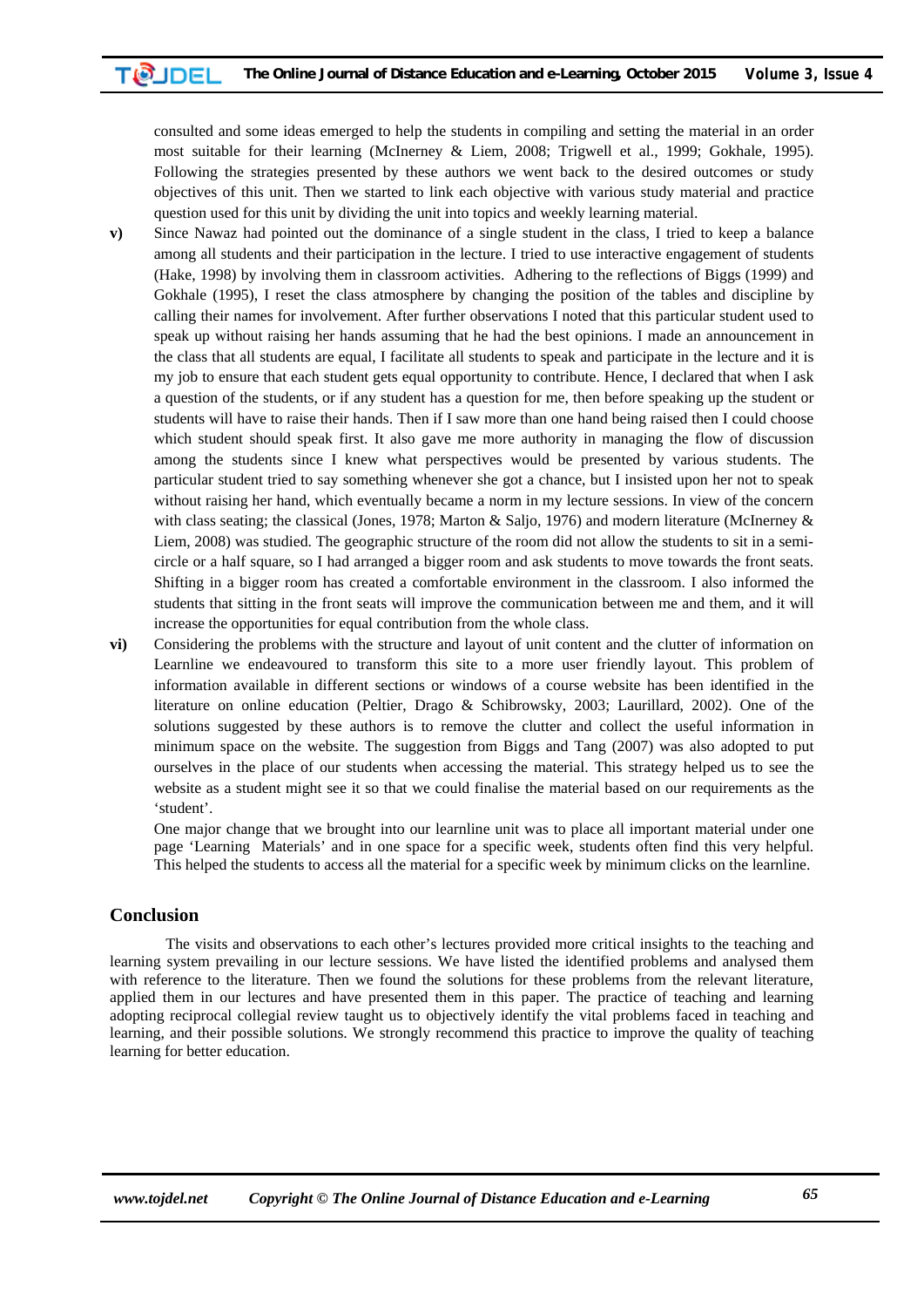consulted and some ideas emerged to help the students in compiling and setting the material in an order most suitable for their learning (McInerney & Liem, 2008; Trigwell et al., 1999; Gokhale, 1995). Following the strategies presented by these authors we went back to the desired outcomes or study objectives of this unit. Then we started to link each objective with various study material and practice question used for this unit by dividing the unit into topics and weekly learning material.

**v)** Since Nawaz had pointed out the dominance of a single student in the class, I tried to keep a balance among all students and their participation in the lecture. I tried to use interactive engagement of students (Hake, 1998) by involving them in classroom activities. Adhering to the reflections of Biggs (1999) and Gokhale (1995), I reset the class atmosphere by changing the position of the tables and discipline by calling their names for involvement. After further observations I noted that this particular student used to speak up without raising her hands assuming that he had the best opinions. I made an announcement in the class that all students are equal, I facilitate all students to speak and participate in the lecture and it is my job to ensure that each student gets equal opportunity to contribute. Hence, I declared that when I ask a question of the students, or if any student has a question for me, then before speaking up the student or students will have to raise their hands. Then if I saw more than one hand being raised then I could choose which student should speak first. It also gave me more authority in managing the flow of discussion among the students since I knew what perspectives would be presented by various students. The particular student tried to say something whenever she got a chance, but I insisted upon her not to speak without raising her hand, which eventually became a norm in my lecture sessions. In view of the concern with class seating; the classical (Jones, 1978; Marton & Saljo, 1976) and modern literature (McInerney & Liem, 2008) was studied. The geographic structure of the room did not allow the students to sit in a semi-circle or a half square, so I had arranged a bigger room and ask students to move towards the front seats. Shifting in a bigger room has created a comfortable environment in the classroom. I also informed the students that sitting in the front seats will improve the communication between me and them, and it will increase the opportunities for equal contribution from the whole class.

**vi)** Considering the problems with the structure and layout of unit content and the clutter of information on Learnline we endeavoured to transform this site to a more user friendly layout. This problem of information available in different sections or windows of a course website has been identified in the literature on online education (Peltier, Drago & Schibrowsky, 2003; Laurillard, 2002). One of the solutions suggested by these authors is to remove the clutter and collect the useful information in minimum space on the website. The suggestion from Biggs and Tang (2007) was also adopted to put ourselves in the place of our students when accessing the material. This strategy helped us to see the website as a student might see it so that we could finalise the material based on our requirements as the 'student'.

One major change that we brought into our learnline unit was to place all important material under one page 'Learning Materials' and in one space for a specific week, students often find this very helpful. This helped the students to access all the material for a specific week by minimum clicks on the learnline.

## Conclusion

The visits and observations to each other's lectures provided more critical insights to the teaching and learning system prevailing in our lecture sessions. We have listed the identified problems and analysed them with reference to the literature. Then we found the solutions for these problems from the relevant literature, applied them in our lectures and have presented them in this paper. The practice of teaching and learning adopting reciprocal collegial review taught us to objectively identify the vital problems faced in teaching and learning, and their possible solutions. We strongly recommend this practice to improve the quality of teaching learning for better education.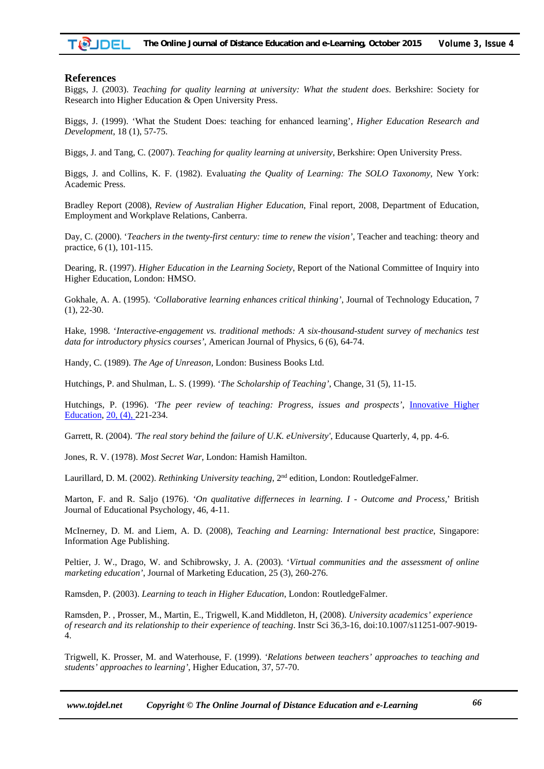## References

Biggs, J. (2003). *Teaching for quality learning at university: What the student does.* Berkshire: Society for Research into Higher Education & Open University Press.

Biggs, J. (1999). 'What the Student Does: teaching for enhanced learning', *Higher Education Research and Development*, 18 (1), 57-75.

Biggs, J. and Tang, C. (2007). *Teaching for quality learning at university*, Berkshire: Open University Press.

Biggs, J. and Collins, K. F. (1982). Evaluat*ing the Quality of Learning: The SOLO Taxonomy*, New York: Academic Press.

Bradley Report (2008), *Review of Australian Higher Education*, Final report, 2008, Department of Education, Employment and Workplave Relations, Canberra.

Day, C. (2000). '*Teachers in the twenty-first century: time to renew the vision'*, Teacher and teaching: theory and practice, 6 (1), 101-115.

Dearing, R. (1997). *Higher Education in the Learning Society*, Report of the National Committee of Inquiry into Higher Education, London: HMSO.

Gokhale, A. A. (1995). *'Collaborative learning enhances critical thinking'*, Journal of Technology Education, 7 (1), 22-30.

Hake, 1998. '*Interactive-engagement vs. traditional methods: A six-thousand-student survey of mechanics test data for introductory physics courses'*, American Journal of Physics, 6 (6), 64-74.

Handy, C. (1989). *The Age of Unreason*, London: Business Books Ltd.

Hutchings, P. and Shulman, L. S. (1999). '*The Scholarship of Teaching'*, Change, 31 (5), 11-15.

Hutchings, P. (1996). *'The peer review of teaching: Progress, issues and prospects'*, Innovative Higher Education, 20, (4), 221-234.

Garrett, R. (2004). *'The real story behind the failure of U.K. eUniversity'*, Educause Quarterly, 4, pp. 4-6.

Jones, R. V. (1978). *Most Secret War*, London: Hamish Hamilton.

Laurillard, D. M. (2002). *Rethinking University teaching*, 2nd edition, London: RoutledgeFalmer.

Marton, F. and R. Saljo (1976). *'On qualitative differneces in learning. I - Outcome and Process*,' British Journal of Educational Psychology, 46, 4-11.

McInerney, D. M. and Liem, A. D. (2008), *Teaching and Learning: International best practice*, Singapore: Information Age Publishing.

Peltier, J. W., Drago, W. and Schibrowsky, J. A. (2003). '*Virtual communities and the assessment of online marketing education'*, Journal of Marketing Education, 25 (3), 260-276.

Ramsden, P. (2003). *Learning to teach in Higher Education*, London: RoutledgeFalmer.

Ramsden, P. , Prosser, M., Martin, E., Trigwell, K.and Middleton, H, (2008). *University academics' experience of research and its relationship to their experience of teaching*. Instr Sci 36,3-16, doi:10.1007/s11251-007-9019-4.

Trigwell, K. Prosser, M. and Waterhouse, F. (1999). *'Relations between teachers' approaches to teaching and students' approaches to learning'*, Higher Education, 37, 57-70.